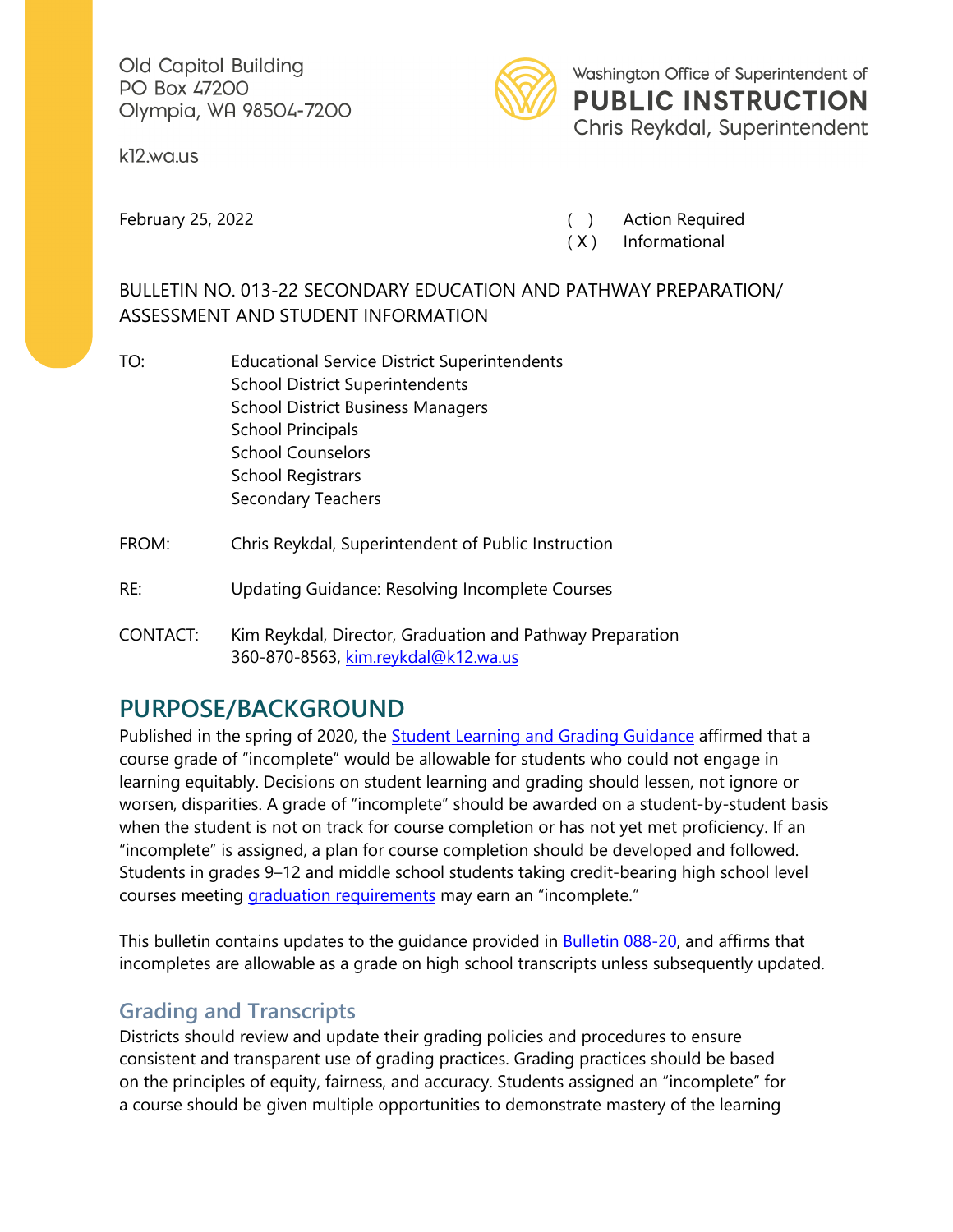Old Capitol Building
PO Box 47200
Olympia, WA 98504-7200

k12.wa.us

Washington Office of Superintendent of
**PUBLIC INSTRUCTION**
Chris Reykdal, Superintendent

February 25, 2022

( ) Action Required
( X ) Informational

BULLETIN NO. 013-22 SECONDARY EDUCATION AND PATHWAY PREPARATION/ ASSESSMENT AND STUDENT INFORMATION

TO: Educational Service District Superintendents
School District Superintendents
School District Business Managers
School Principals
School Counselors
School Registrars
Secondary Teachers

FROM: Chris Reykdal, Superintendent of Public Instruction

RE: Updating Guidance: Resolving Incomplete Courses

CONTACT: Kim Reykdal, Director, Graduation and Pathway Preparation
360-870-8563, kim.reykdal@k12.wa.us

# PURPOSE/BACKGROUND

Published in the spring of 2020, the Student Learning and Grading Guidance affirmed that a course grade of "incomplete" would be allowable for students who could not engage in learning equitably. Decisions on student learning and grading should lessen, not ignore or worsen, disparities. A grade of "incomplete" should be awarded on a student-by-student basis when the student is not on track for course completion or has not yet met proficiency. If an "incomplete" is assigned, a plan for course completion should be developed and followed. Students in grades 9–12 and middle school students taking credit-bearing high school level courses meeting graduation requirements may earn an "incomplete."

This bulletin contains updates to the guidance provided in Bulletin 088-20, and affirms that incompletes are allowable as a grade on high school transcripts unless subsequently updated.

## Grading and Transcripts

Districts should review and update their grading policies and procedures to ensure consistent and transparent use of grading practices. Grading practices should be based on the principles of equity, fairness, and accuracy. Students assigned an "incomplete" for a course should be given multiple opportunities to demonstrate mastery of the learning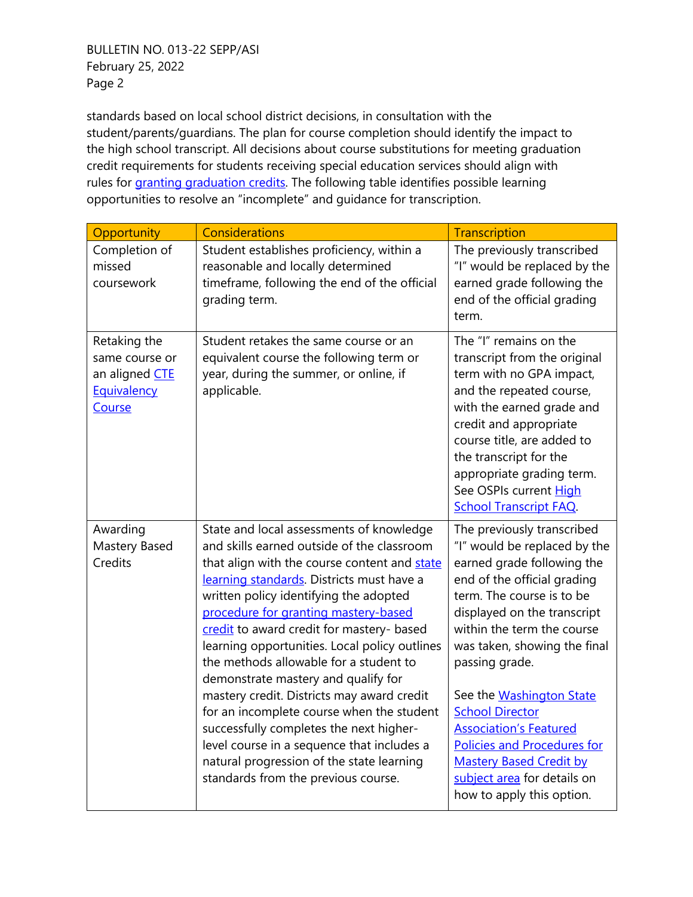standards based on local school district decisions, in consultation with the student/parents/guardians. The plan for course completion should identify the impact to the high school transcript. All decisions about course substitutions for meeting graduation credit requirements for students receiving special education services should align with rules for granting graduation credits. The following table identifies possible learning opportunities to resolve an "incomplete" and guidance for transcription.

| Opportunity | Considerations | Transcription |
|---|---|---|
| Completion of missed coursework | Student establishes proficiency, within a reasonable and locally determined timeframe, following the end of the official grading term. | The previously transcribed "I" would be replaced by the earned grade following the end of the official grading term. |
| Retaking the same course or an aligned CTE Equivalency Course | Student retakes the same course or an equivalent course the following term or year, during the summer, or online, if applicable. | The "I" remains on the transcript from the original term with no GPA impact, and the repeated course, with the earned grade and credit and appropriate course title, are added to the transcript for the appropriate grading term. See OSPIs current High School Transcript FAQ. |
| Awarding Mastery Based Credits | State and local assessments of knowledge and skills earned outside of the classroom that align with the course content and state learning standards. Districts must have a written policy identifying the adopted procedure for granting mastery-based credit to award credit for mastery- based learning opportunities. Local policy outlines the methods allowable for a student to demonstrate mastery and qualify for mastery credit. Districts may award credit for an incomplete course when the student successfully completes the next higher-level course in a sequence that includes a natural progression of the state learning standards from the previous course. | The previously transcribed "I" would be replaced by the earned grade following the end of the official grading term. The course is to be displayed on the transcript within the term the course was taken, showing the final passing grade.<br><br>See the Washington State School Director Association's Featured Policies and Procedures for Mastery Based Credit by subject area for details on how to apply this option. |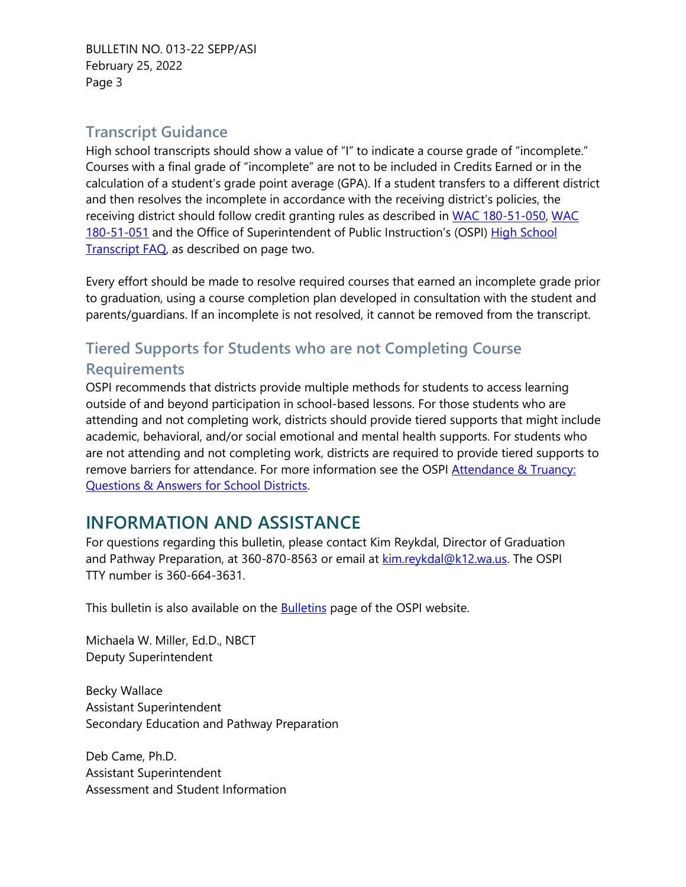## Transcript Guidance

High school transcripts should show a value of "I" to indicate a course grade of "incomplete." Courses with a final grade of "incomplete" are not to be included in Credits Earned or in the calculation of a student's grade point average (GPA). If a student transfers to a different district and then resolves the incomplete in accordance with the receiving district's policies, the receiving district should follow credit granting rules as described in WAC 180-51-050, WAC 180-51-051 and the Office of Superintendent of Public Instruction's (OSPI) High School Transcript FAQ, as described on page two.

Every effort should be made to resolve required courses that earned an incomplete grade prior to graduation, using a course completion plan developed in consultation with the student and parents/guardians. If an incomplete is not resolved, it cannot be removed from the transcript.

## Tiered Supports for Students who are not Completing Course Requirements

OSPI recommends that districts provide multiple methods for students to access learning outside of and beyond participation in school-based lessons. For those students who are attending and not completing work, districts should provide tiered supports that might include academic, behavioral, and/or social emotional and mental health supports. For students who are not attending and not completing work, districts are required to provide tiered supports to remove barriers for attendance. For more information see the OSPI Attendance & Truancy: Questions & Answers for School Districts.

# INFORMATION AND ASSISTANCE

For questions regarding this bulletin, please contact Kim Reykdal, Director of Graduation and Pathway Preparation, at 360-870-8563 or email at kim.reykdal@k12.wa.us. The OSPI TTY number is 360-664-3631.

This bulletin is also available on the Bulletins page of the OSPI website.

Michaela W. Miller, Ed.D., NBCT
Deputy Superintendent

Becky Wallace
Assistant Superintendent
Secondary Education and Pathway Preparation

Deb Came, Ph.D.
Assistant Superintendent
Assessment and Student Information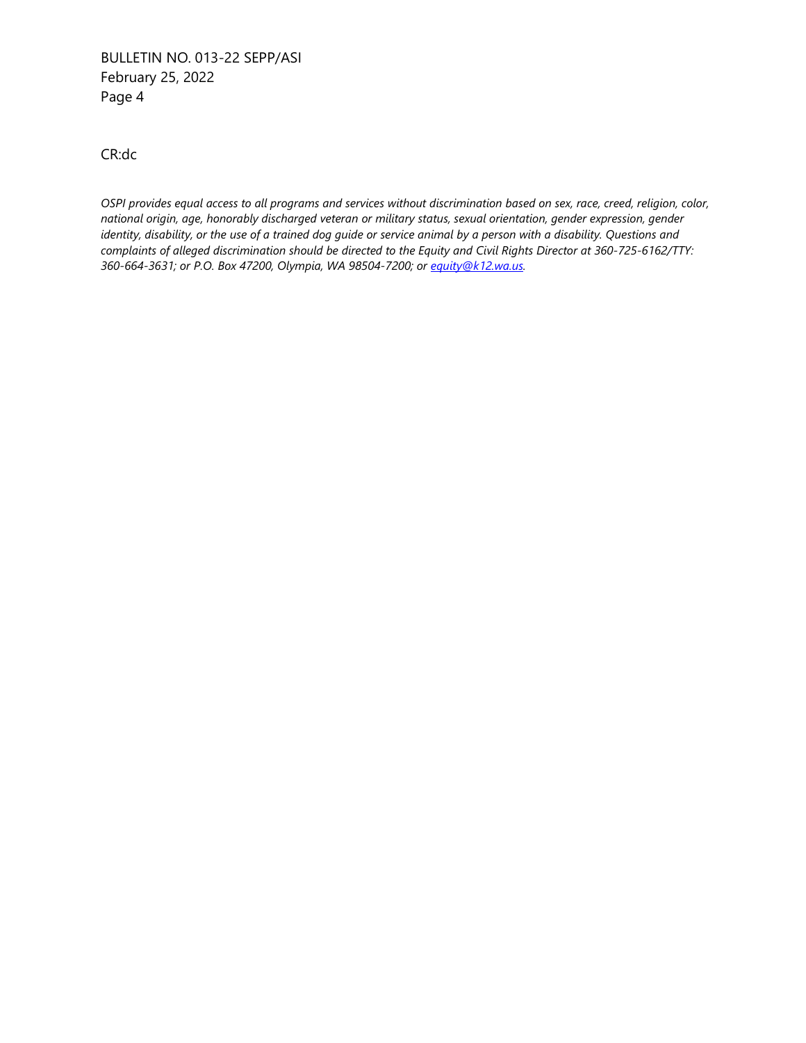CR:dc

*OSPI provides equal access to all programs and services without discrimination based on sex, race, creed, religion, color, national origin, age, honorably discharged veteran or military status, sexual orientation, gender expression, gender identity, disability, or the use of a trained dog guide or service animal by a person with a disability. Questions and complaints of alleged discrimination should be directed to the Equity and Civil Rights Director at 360-725-6162/TTY: 360-664-3631; or P.O. Box 47200, Olympia, WA 98504-7200; or [equity@k12.wa.us](mailto:equity@k12.wa.us).*